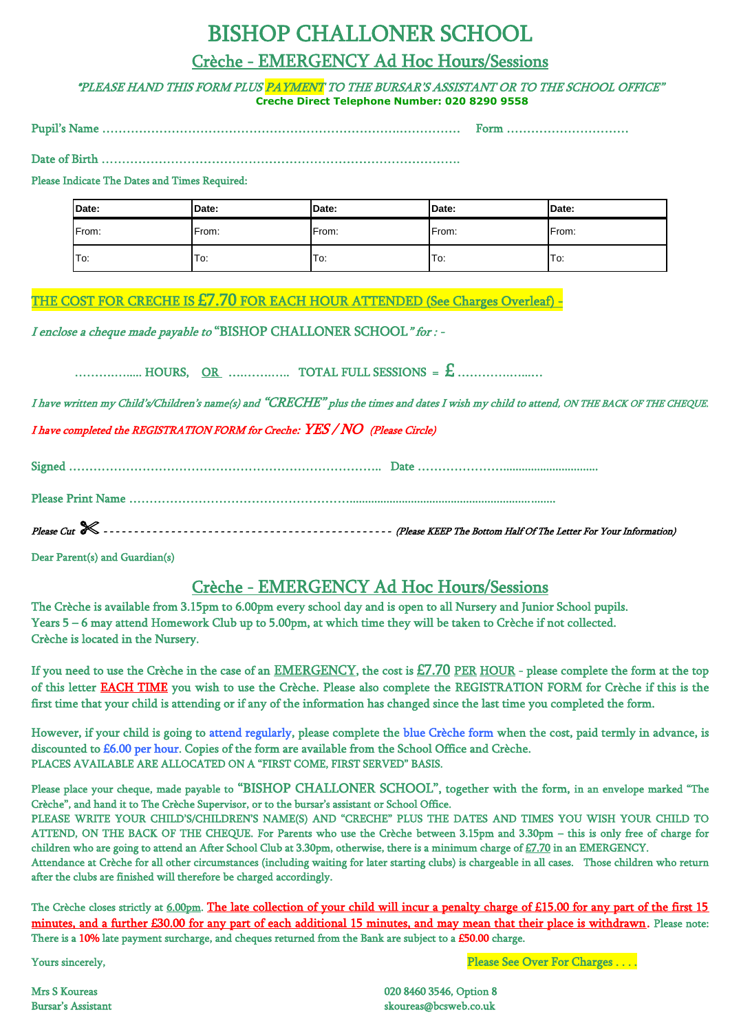# BISHOP CHALLONER SCHOOL

## Crèche - EMERGENCY Ad Hoc Hours/Sessions

*"PLEASE HAND THIS FORM PLUS PAYMENT TO THE BURSAR'S ASSISTANT OR TO THE SCHOOL OFFICE"*

**Creche Direct Telephone Number: 020 8290 9558**

Pupil's Name ……………………………………………………………………………… Form ……………………………

Date of Birth ………………………………………………………………………………

Please Indicate The Dates and Times Required:

| Date: | Date: | Date: | Date: | Date: |
|---|---|---|---|---|
| From: | From: | From: | From: | From: |
| To: | To: | To: | To: | To: |

**THE COST FOR CRECHE IS £7.70 FOR EACH HOUR ATTENDED (See Charges Overleaf) -**

*I enclose a cheque made payable to* "BISHOP CHALLONER SCHOOL" *for : -*

……………... HOURS, OR ……………. TOTAL FULL SESSIONS = £ ………………..…

*I have written my Child's/Children's name(s) and "CRECHE" plus the times and dates I wish my child to attend, ON THE BACK OF THE CHEQUE.*

*I have completed the REGISTRATION FORM for Creche: YES / NO (Please Circle)*

Signed ………………………………………………………………….. Date …………………...............................

Please Print Name ………………………………………………….................................................................

*Please Cut* ✂ - - - - - - - - - - - - - - - - - - - - - - - - - - - - - - - - - - - - - - - - - - - - - - - - *(Please KEEP The Bottom Half Of The Letter For Your Information)*

Dear Parent(s) and Guardian(s)

## Crèche - EMERGENCY Ad Hoc Hours/Sessions

The Crèche is available from 3.15pm to 6.00pm every school day and is open to all Nursery and Junior School pupils.
Years 5 – 6 may attend Homework Club up to 5.00pm, at which time they will be taken to Crèche if not collected.
Crèche is located in the Nursery.

If you need to use the Crèche in the case of an EMERGENCY, the cost is £7.70 PER HOUR - please complete the form at the top of this letter EACH TIME you wish to use the Crèche. Please also complete the REGISTRATION FORM for Crèche if this is the first time that your child is attending or if any of the information has changed since the last time you completed the form.

However, if your child is going to attend regularly, please complete the blue Crèche form when the cost, paid termly in advance, is discounted to £6.00 per hour. Copies of the form are available from the School Office and Crèche.
PLACES AVAILABLE ARE ALLOCATED ON A "FIRST COME, FIRST SERVED" BASIS.

Please place your cheque, made payable to "BISHOP CHALLONER SCHOOL", together with the form, in an envelope marked "The Crèche", and hand it to The Crèche Supervisor, or to the bursar's assistant or School Office.
PLEASE WRITE YOUR CHILD'S/CHILDREN'S NAME(S) AND "CRECHE" PLUS THE DATES AND TIMES YOU WISH YOUR CHILD TO ATTEND, ON THE BACK OF THE CHEQUE. For Parents who use the Crèche between 3.15pm and 3.30pm – this is only free of charge for children who are going to attend an After School Club at 3.30pm, otherwise, there is a minimum charge of £7.70 in an EMERGENCY.
Attendance at Crèche for all other circumstances (including waiting for later starting clubs) is chargeable in all cases. Those children who return after the clubs are finished will therefore be charged accordingly.

The Crèche closes strictly at 6.00pm. The late collection of your child will incur a penalty charge of £15.00 for any part of the first 15 minutes, and a further £30.00 for any part of each additional 15 minutes, and may mean that their place is withdrawn. Please note: There is a 10% late payment surcharge, and cheques returned from the Bank are subject to a £50.00 charge.

Yours sincerely,

Please See Over For Charges . . . .

Mrs S Koureas
Bursar's Assistant

020 8460 3546, Option 8
skoureas@bcsweb.co.uk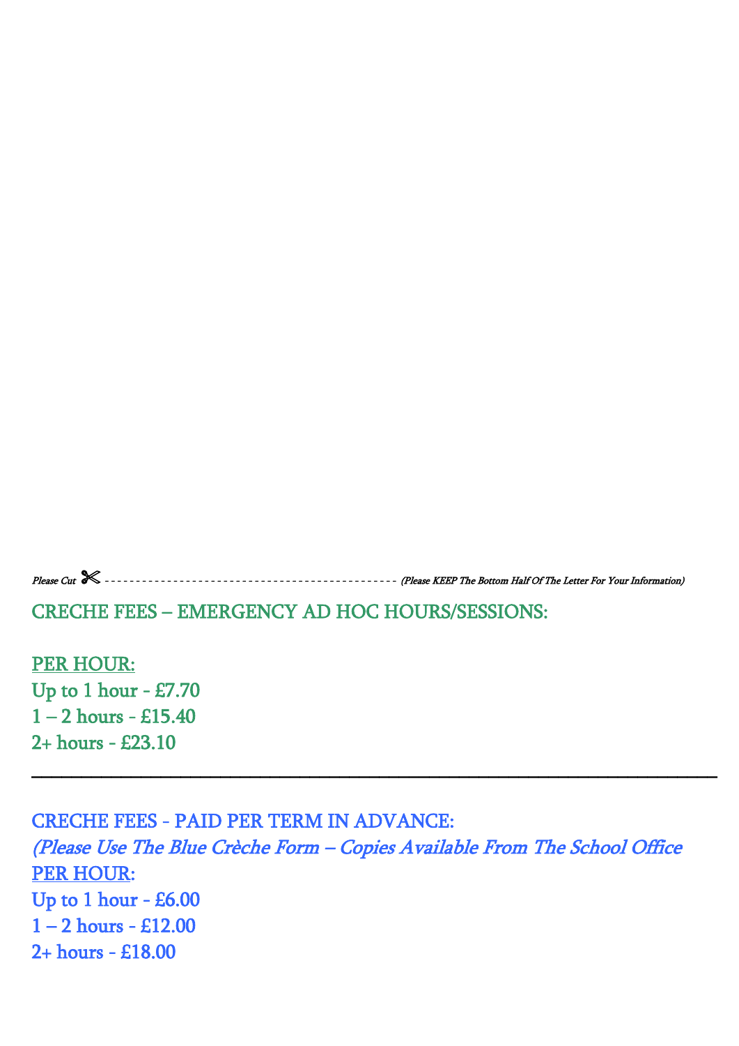*Please Cut* ✂ ---------------------------------------------- *(Please KEEP The Bottom Half Of The Letter For Your Information)*

CRECHE FEES – EMERGENCY AD HOC HOURS/SESSIONS:

PER HOUR:

Up to 1 hour - £7.70
1 – 2 hours - £15.40
2+ hours - £23.10

---

CRECHE FEES - PAID PER TERM IN ADVANCE:
*(Please Use The Blue Crèche Form – Copies Available From The School Office*
PER HOUR:

Up to 1 hour - £6.00
1 – 2 hours - £12.00
2+ hours - £18.00